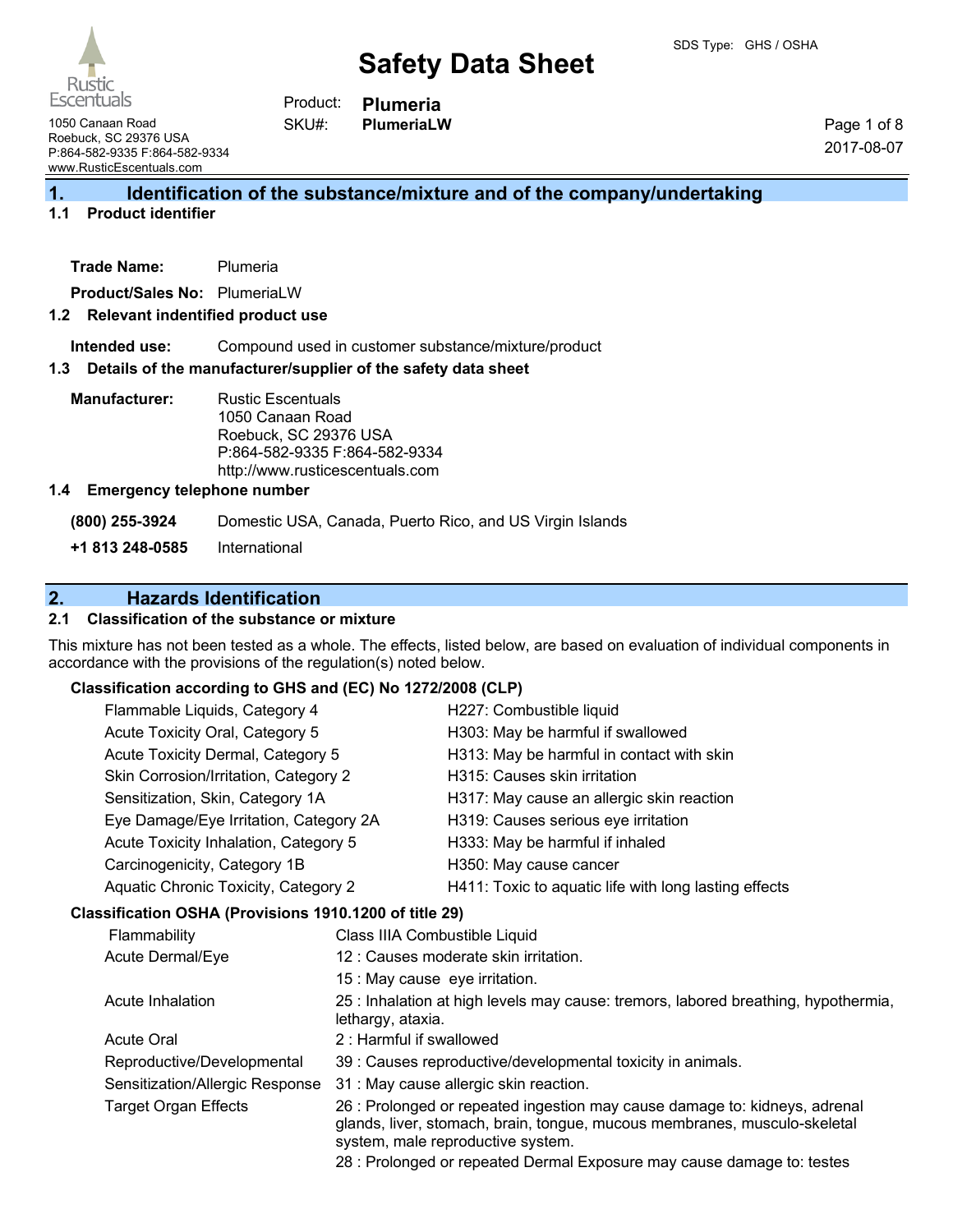# Safety Data Sheet

SDS Type: GHS / OSHA

Rustic Escentuals
1050 Canaan Road
Roebuck, SC 29376 USA
P:864-582-9335 F:864-582-9334
www.RusticEscentuals.com

**Product:** **Plumeria**
**SKU#:** **PlumeriaLW**

2017-08-07

## 1. Identification of the substance/mixture and of the company/undertaking

### 1.1 Product identifier

**Trade Name:** Plumeria

**Product/Sales No:** PlumeriaLW

### 1.2 Relevant indentified product use

**Intended use:** Compound used in customer substance/mixture/product

### 1.3 Details of the manufacturer/supplier of the safety data sheet

**Manufacturer:** Rustic Escentuals
1050 Canaan Road
Roebuck, SC 29376 USA
P:864-582-9335 F:864-582-9334
http://www.rusticescentuals.com

### 1.4 Emergency telephone number

**(800) 255-3924** Domestic USA, Canada, Puerto Rico, and US Virgin Islands

**+1 813 248-0585** International

## 2. Hazards Identification

### 2.1 Classification of the substance or mixture

This mixture has not been tested as a whole. The effects, listed below, are based on evaluation of individual components in accordance with the provisions of the regulation(s) noted below.

**Classification according to GHS and (EC) No 1272/2008 (CLP)**

| | |
|---|---|
| Flammable Liquids, Category 4 | H227: Combustible liquid |
| Acute Toxicity Oral, Category 5 | H303: May be harmful if swallowed |
| Acute Toxicity Dermal, Category 5 | H313: May be harmful in contact with skin |
| Skin Corrosion/Irritation, Category 2 | H315: Causes skin irritation |
| Sensitization, Skin, Category 1A | H317: May cause an allergic skin reaction |
| Eye Damage/Eye Irritation, Category 2A | H319: Causes serious eye irritation |
| Acute Toxicity Inhalation, Category 5 | H333: May be harmful if inhaled |
| Carcinogenicity, Category 1B | H350: May cause cancer |
| Aquatic Chronic Toxicity, Category 2 | H411: Toxic to aquatic life with long lasting effects |

**Classification OSHA (Provisions 1910.1200 of title 29)**

| | |
|---|---|
| Flammability | Class IIIA Combustible Liquid |
| Acute Dermal/Eye | 12 : Causes moderate skin irritation. |
| | 15 : May cause eye irritation. |
| Acute Inhalation | 25 : Inhalation at high levels may cause: tremors, labored breathing, hypothermia, lethargy, ataxia. |
| Acute Oral | 2 : Harmful if swallowed |
| Reproductive/Developmental | 39 : Causes reproductive/developmental toxicity in animals. |
| Sensitization/Allergic Response | 31 : May cause allergic skin reaction. |
| Target Organ Effects | 26 : Prolonged or repeated ingestion may cause damage to: kidneys, adrenal glands, liver, stomach, brain, tongue, mucous membranes, musculo-skeletal system, male reproductive system. |
| | 28 : Prolonged or repeated Dermal Exposure may cause damage to: testes |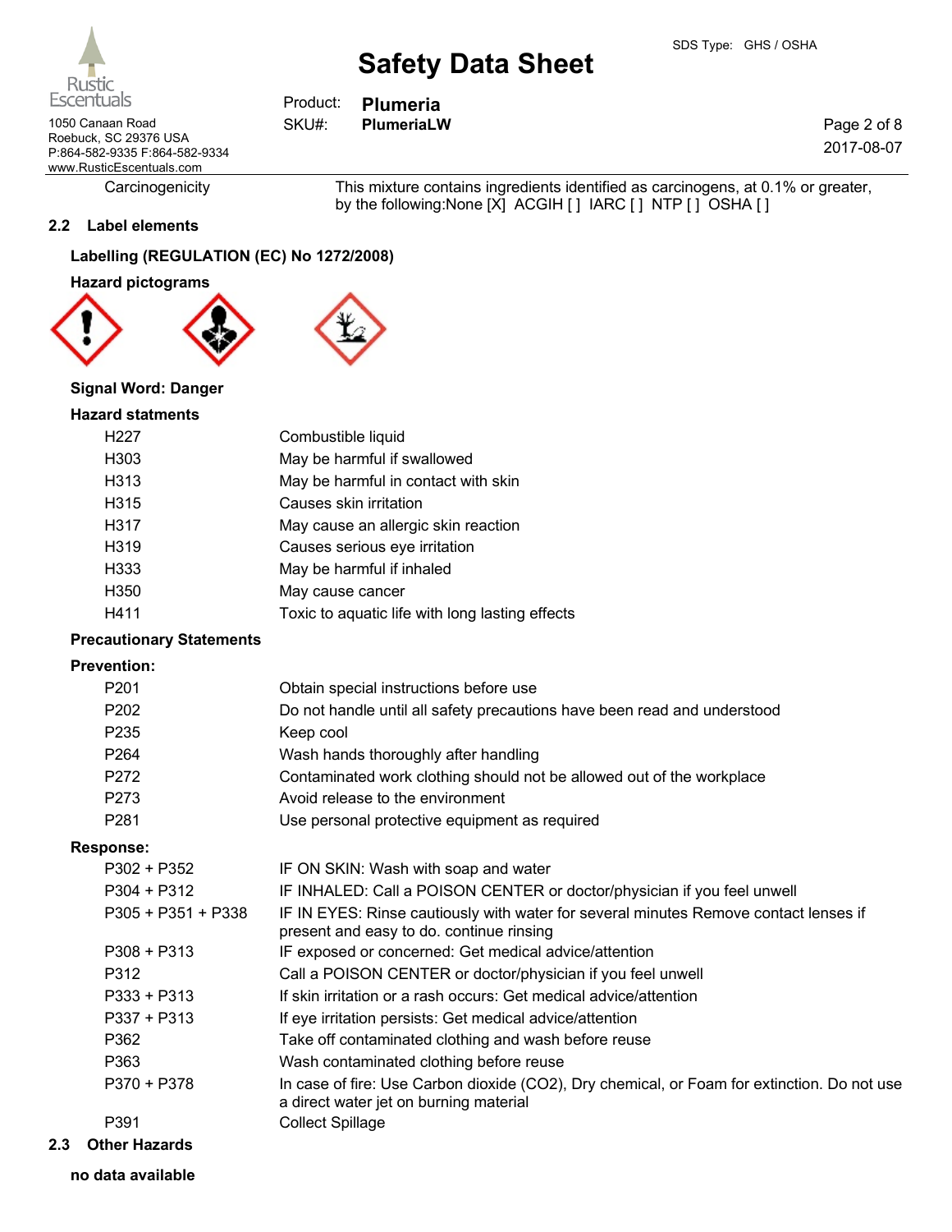| | |
|---|---|
| Carcinogenicity | This mixture contains ingredients identified as carcinogens, at 0.1% or greater, by the following:None [X] ACGIH [ ] IARC [ ] NTP [ ] OSHA [ ] |

## 2.2 Label elements

**Labelling (REGULATION (EC) No 1272/2008)**

**Hazard pictograms**

**Signal Word: Danger**

**Hazard statments**

| | |
|---|---|
| H227 | Combustible liquid |
| H303 | May be harmful if swallowed |
| H313 | May be harmful in contact with skin |
| H315 | Causes skin irritation |
| H317 | May cause an allergic skin reaction |
| H319 | Causes serious eye irritation |
| H333 | May be harmful if inhaled |
| H350 | May cause cancer |
| H411 | Toxic to aquatic life with long lasting effects |

**Precautionary Statements**

**Prevention:**

| | |
|---|---|
| P201 | Obtain special instructions before use |
| P202 | Do not handle until all safety precautions have been read and understood |
| P235 | Keep cool |
| P264 | Wash hands thoroughly after handling |
| P272 | Contaminated work clothing should not be allowed out of the workplace |
| P273 | Avoid release to the environment |
| P281 | Use personal protective equipment as required |

**Response:**

| | |
|---|---|
| P302 + P352 | IF ON SKIN: Wash with soap and water |
| P304 + P312 | IF INHALED: Call a POISON CENTER or doctor/physician if you feel unwell |
| P305 + P351 + P338 | IF IN EYES: Rinse cautiously with water for several minutes Remove contact lenses if present and easy to do. continue rinsing |
| P308 + P313 | IF exposed or concerned: Get medical advice/attention |
| P312 | Call a POISON CENTER or doctor/physician if you feel unwell |
| P333 + P313 | If skin irritation or a rash occurs: Get medical advice/attention |
| P337 + P313 | If eye irritation persists: Get medical advice/attention |
| P362 | Take off contaminated clothing and wash before reuse |
| P363 | Wash contaminated clothing before reuse |
| P370 + P378 | In case of fire: Use Carbon dioxide ($CO_2$), Dry chemical, or Foam for extinction. Do not use a direct water jet on burning material |
| P391 | Collect Spillage |

## 2.3 Other Hazards

**no data available**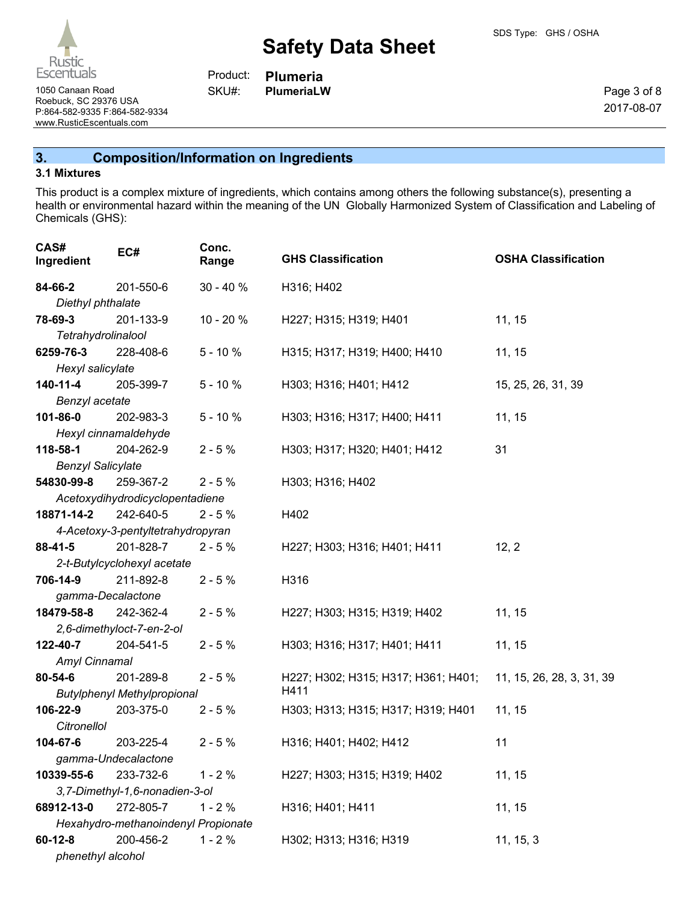## 3. Composition/Information on Ingredients

### 3.1 Mixtures

This product is a complex mixture of ingredients, which contains among others the following substance(s), presenting a health or environmental hazard within the meaning of the UN Globally Harmonized System of Classification and Labeling of Chemicals (GHS):

| CAS# Ingredient | EC# | Conc. Range | GHS Classification | OSHA Classification |
|---|---|---|---|---|
| **84-66-2** *Diethyl phthalate* | 201-550-6 | 30 - 40 % | H316; H402 | |
| **78-69-3** *Tetrahydrolinalool* | 201-133-9 | 10 - 20 % | H227; H315; H319; H401 | 11, 15 |
| **6259-76-3** *Hexyl salicylate* | 228-408-6 | 5 - 10 % | H315; H317; H319; H400; H410 | 11, 15 |
| **140-11-4** *Benzyl acetate* | 205-399-7 | 5 - 10 % | H303; H316; H401; H412 | 15, 25, 26, 31, 39 |
| **101-86-0** *Hexyl cinnamaldehyde* | 202-983-3 | 5 - 10 % | H303; H316; H317; H400; H411 | 11, 15 |
| **118-58-1** *Benzyl Salicylate* | 204-262-9 | 2 - 5 % | H303; H317; H320; H401; H412 | 31 |
| **54830-99-8** *Acetoxydihydrodicyclopentadiene* | 259-367-2 | 2 - 5 % | H303; H316; H402 | |
| **18871-14-2** *4-Acetoxy-3-pentyltetrahydropyran* | 242-640-5 | 2 - 5 % | H402 | |
| **88-41-5** *2-t-Butylcyclohexyl acetate* | 201-828-7 | 2 - 5 % | H227; H303; H316; H401; H411 | 12, 2 |
| **706-14-9** *gamma-Decalactone* | 211-892-8 | 2 - 5 % | H316 | |
| **18479-58-8** *2,6-dimethyloct-7-en-2-ol* | 242-362-4 | 2 - 5 % | H227; H303; H315; H319; H402 | 11, 15 |
| **122-40-7** *Amyl Cinnamal* | 204-541-5 | 2 - 5 % | H303; H316; H317; H401; H411 | 11, 15 |
| **80-54-6** *Butylphenyl Methylpropional* | 201-289-8 | 2 - 5 % | H227; H302; H315; H317; H361; H401; H411 | 11, 15, 26, 28, 3, 31, 39 |
| **106-22-9** *Citronellol* | 203-375-0 | 2 - 5 % | H303; H313; H315; H317; H319; H401 | 11, 15 |
| **104-67-6** *gamma-Undecalactone* | 203-225-4 | 2 - 5 % | H316; H401; H402; H412 | 11 |
| **10339-55-6** *3,7-Dimethyl-1,6-nonadien-3-ol* | 233-732-6 | 1 - 2 % | H227; H303; H315; H319; H402 | 11, 15 |
| **68912-13-0** *Hexahydro-methanoindenyl Propionate* | 272-805-7 | 1 - 2 % | H316; H401; H411 | 11, 15 |
| **60-12-8** *phenethyl alcohol* | 200-456-2 | 1 - 2 % | H302; H313; H316; H319 | 11, 15, 3 |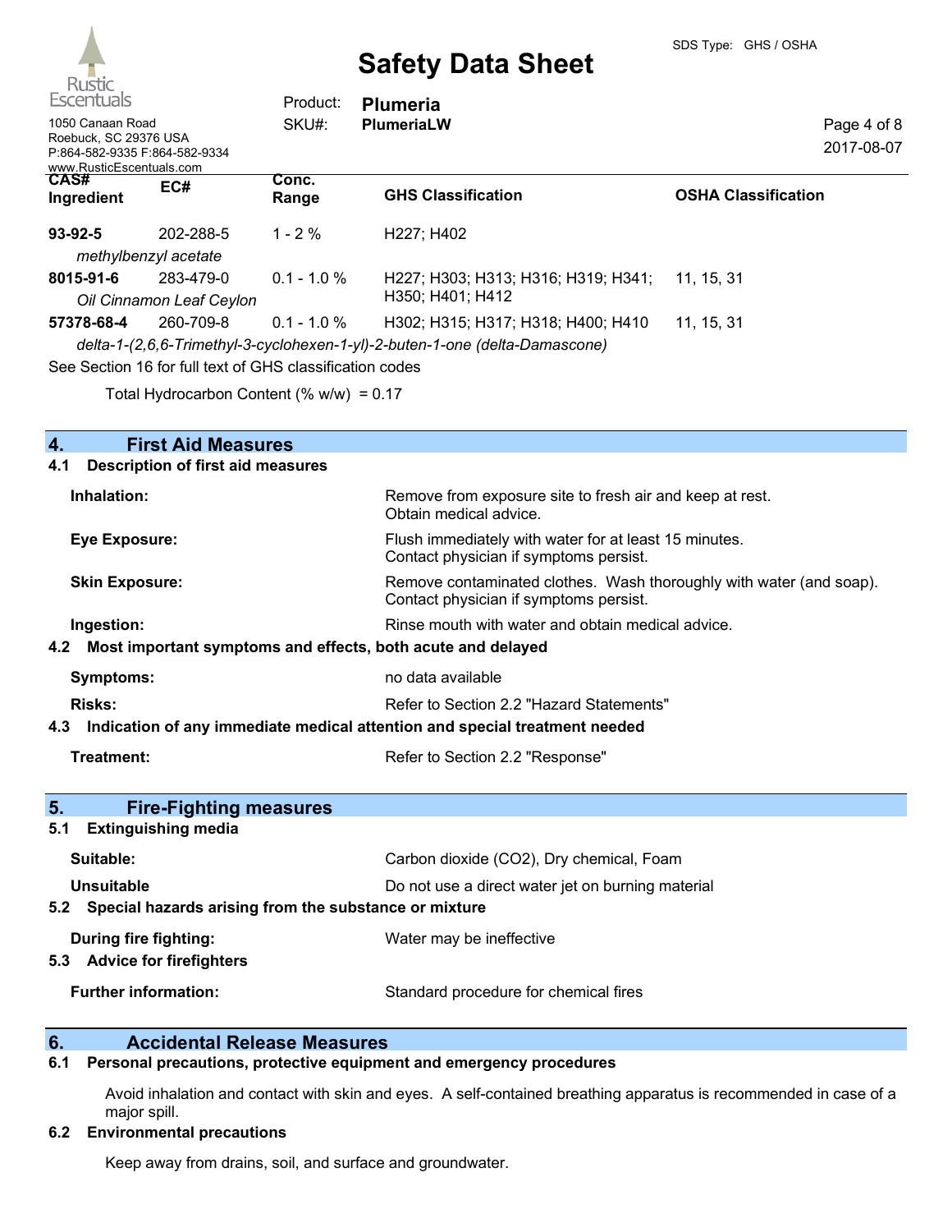| CAS# Ingredient | EC# | Conc. Range | GHS Classification | OSHA Classification |
|---|---|---|---|---|
| **93-92-5** | 202-288-5 | 1 - 2 % | H227; H402 | |
| *methylbenzyl acetate* | | | | |
| **8015-91-6** | 283-479-0 | 0.1 - 1.0 % | H227; H303; H313; H316; H319; H341; H350; H401; H412 | 11, 15, 31 |
| *Oil Cinnamon Leaf Ceylon* | | | | |
| **57378-68-4** | 260-709-8 | 0.1 - 1.0 % | H302; H315; H317; H318; H400; H410 | 11, 15, 31 |
| *delta-1-(2,6,6-Trimethyl-3-cyclohexen-1-yl)-2-buten-1-one (delta-Damascone)* | | | | |

See Section 16 for full text of GHS classification codes

Total Hydrocarbon Content (% w/w) = 0.17

## 4. First Aid Measures

### 4.1 Description of first aid measures

**Inhalation:** Remove from exposure site to fresh air and keep at rest. Obtain medical advice.

**Eye Exposure:** Flush immediately with water for at least 15 minutes. Contact physician if symptoms persist.

**Skin Exposure:** Remove contaminated clothes. Wash thoroughly with water (and soap). Contact physician if symptoms persist.

**Ingestion:** Rinse mouth with water and obtain medical advice.

### 4.2 Most important symptoms and effects, both acute and delayed

**Symptoms:** no data available

**Risks:** Refer to Section 2.2 "Hazard Statements"

### 4.3 Indication of any immediate medical attention and special treatment needed

**Treatment:** Refer to Section 2.2 "Response"

## 5. Fire-Fighting measures

### 5.1 Extinguishing media

**Suitable:** Carbon dioxide ($CO_2$), Dry chemical, Foam

**Unsuitable** Do not use a direct water jet on burning material

### 5.2 Special hazards arising from the substance or mixture

**During fire fighting:** Water may be ineffective

### 5.3 Advice for firefighters

**Further information:** Standard procedure for chemical fires

## 6. Accidental Release Measures

### 6.1 Personal precautions, protective equipment and emergency procedures

Avoid inhalation and contact with skin and eyes. A self-contained breathing apparatus is recommended in case of a major spill.

### 6.2 Environmental precautions

Keep away from drains, soil, and surface and groundwater.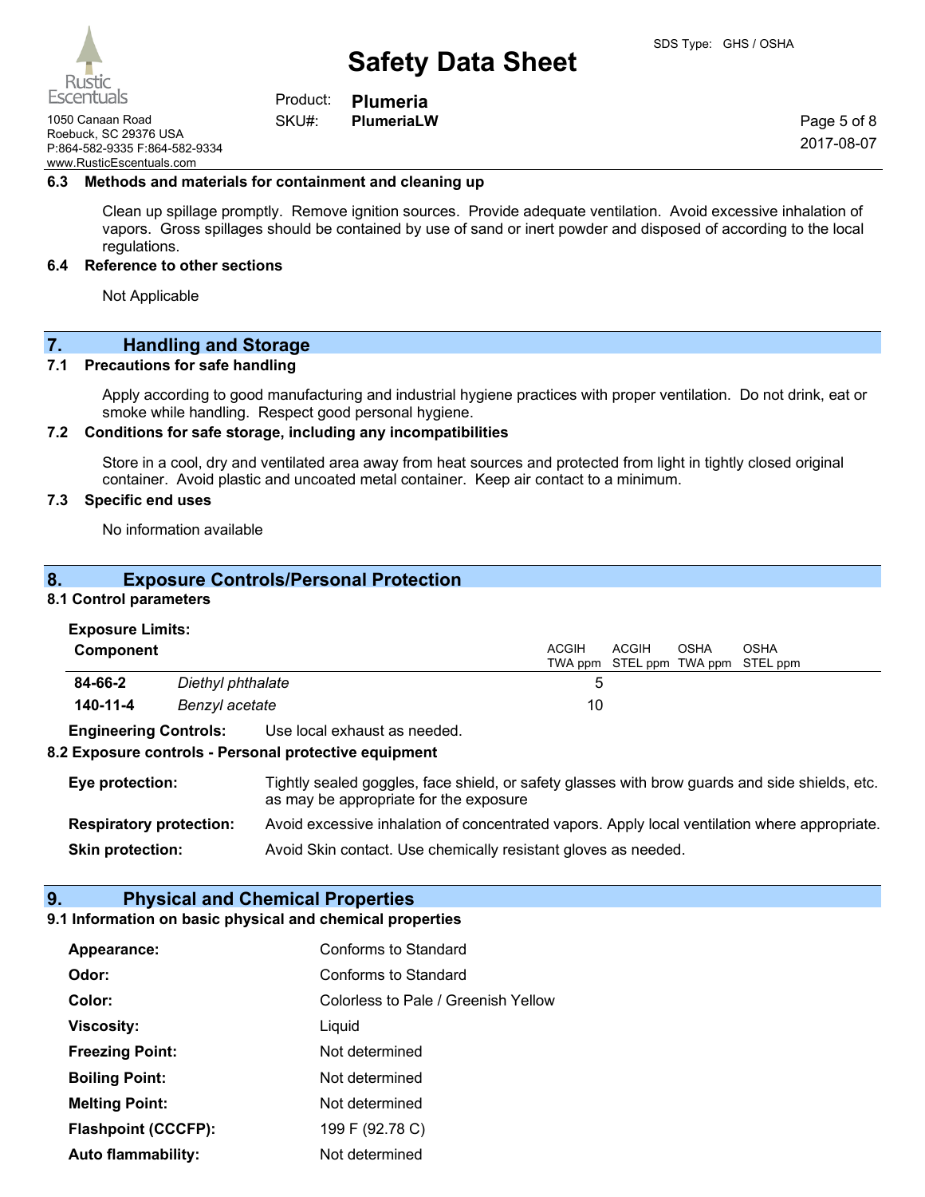### 6.3 Methods and materials for containment and cleaning up

Clean up spillage promptly. Remove ignition sources. Provide adequate ventilation. Avoid excessive inhalation of vapors. Gross spillages should be contained by use of sand or inert powder and disposed of according to the local regulations.

### 6.4 Reference to other sections

Not Applicable

## 7. Handling and Storage

### 7.1 Precautions for safe handling

Apply according to good manufacturing and industrial hygiene practices with proper ventilation. Do not drink, eat or smoke while handling. Respect good personal hygiene.

### 7.2 Conditions for safe storage, including any incompatibilities

Store in a cool, dry and ventilated area away from heat sources and protected from light in tightly closed original container. Avoid plastic and uncoated metal container. Keep air contact to a minimum.

### 7.3 Specific end uses

No information available

## 8. Exposure Controls/Personal Protection

### 8.1 Control parameters

**Exposure Limits:**

| Component | | ACGIH TWA ppm | ACGIH STEL ppm | OSHA TWA ppm | OSHA STEL ppm |
|---|---|---|---|---|---|
| **84-66-2** | *Diethyl phthalate* | 5 | | | |
| **140-11-4** | *Benzyl acetate* | 10 | | | |

**Engineering Controls:** Use local exhaust as needed.

### 8.2 Exposure controls - Personal protective equipment

**Eye protection:** Tightly sealed goggles, face shield, or safety glasses with brow guards and side shields, etc. as may be appropriate for the exposure

**Respiratory protection:** Avoid excessive inhalation of concentrated vapors. Apply local ventilation where appropriate.

**Skin protection:** Avoid Skin contact. Use chemically resistant gloves as needed.

## 9. Physical and Chemical Properties

### 9.1 Information on basic physical and chemical properties

| | |
|---|---|
| **Appearance:** | Conforms to Standard |
| **Odor:** | Conforms to Standard |
| **Color:** | Colorless to Pale / Greenish Yellow |
| **Viscosity:** | Liquid |
| **Freezing Point:** | Not determined |
| **Boiling Point:** | Not determined |
| **Melting Point:** | Not determined |
| **Flashpoint (CCCFP):** | 199 F (92.78 C) |
| **Auto flammability:** | Not determined |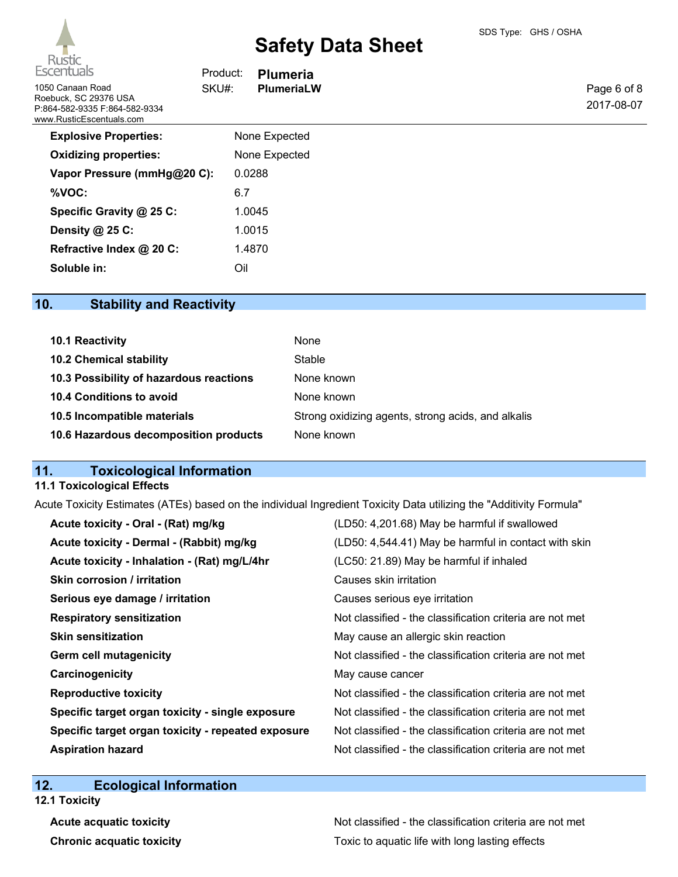| | |
|---|---|
| **Explosive Properties:** | None Expected |
| **Oxidizing properties:** | None Expected |
| **Vapor Pressure (mmHg@20 C):** | 0.0288 |
| **%VOC:** | 6.7 |
| **Specific Gravity @ 25 C:** | 1.0045 |
| **Density @ 25 C:** | 1.0015 |
| **Refractive Index @ 20 C:** | 1.4870 |
| **Soluble in:** | Oil |

## 10. Stability and Reactivity

| | |
|---|---|
| **10.1 Reactivity** | None |
| **10.2 Chemical stability** | Stable |
| **10.3 Possibility of hazardous reactions** | None known |
| **10.4 Conditions to avoid** | None known |
| **10.5 Incompatible materials** | Strong oxidizing agents, strong acids, and alkalis |
| **10.6 Hazardous decomposition products** | None known |

## 11. Toxicological Information

### 11.1 Toxicological Effects

Acute Toxicity Estimates (ATEs) based on the individual Ingredient Toxicity Data utilizing the "Additivity Formula"

| | |
|---|---|
| **Acute toxicity - Oral - (Rat) mg/kg** | (LD50: 4,201.68) May be harmful if swallowed |
| **Acute toxicity - Dermal - (Rabbit) mg/kg** | (LD50: 4,544.41) May be harmful in contact with skin |
| **Acute toxicity - Inhalation - (Rat) mg/L/4hr** | (LC50: 21.89) May be harmful if inhaled |
| **Skin corrosion / irritation** | Causes skin irritation |
| **Serious eye damage / irritation** | Causes serious eye irritation |
| **Respiratory sensitization** | Not classified - the classification criteria are not met |
| **Skin sensitization** | May cause an allergic skin reaction |
| **Germ cell mutagenicity** | Not classified - the classification criteria are not met |
| **Carcinogenicity** | May cause cancer |
| **Reproductive toxicity** | Not classified - the classification criteria are not met |
| **Specific target organ toxicity - single exposure** | Not classified - the classification criteria are not met |
| **Specific target organ toxicity - repeated exposure** | Not classified - the classification criteria are not met |
| **Aspiration hazard** | Not classified - the classification criteria are not met |

## 12. Ecological Information

### 12.1 Toxicity

| | |
|---|---|
| **Acute acquatic toxicity** | Not classified - the classification criteria are not met |
| **Chronic acquatic toxicity** | Toxic to aquatic life with long lasting effects |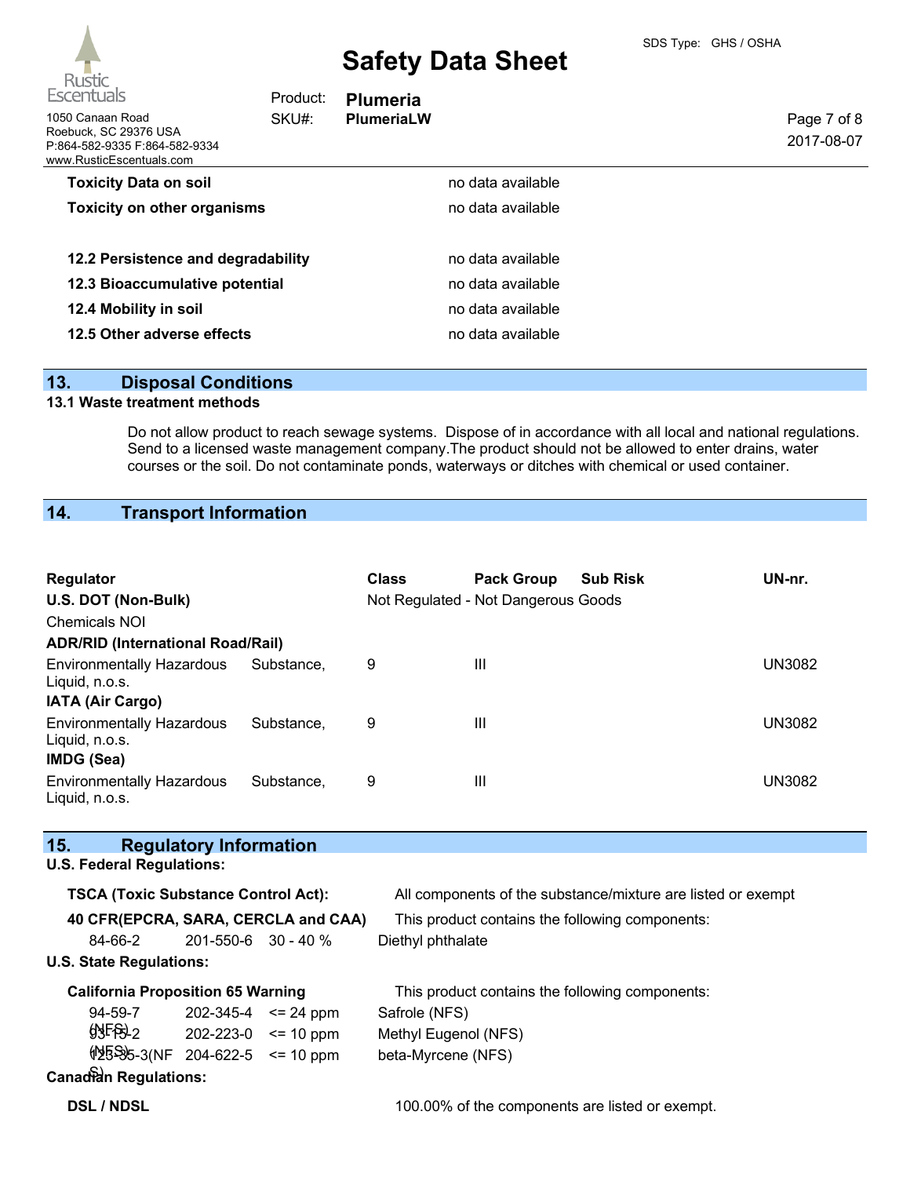| | |
|---|---|
| **Toxicity Data on soil** | no data available |
| **Toxicity on other organisms** | no data available |
| **12.2 Persistence and degradability** | no data available |
| **12.3 Bioaccumulative potential** | no data available |
| **12.4 Mobility in soil** | no data available |
| **12.5 Other adverse effects** | no data available |

## 13. Disposal Conditions

### 13.1 Waste treatment methods

Do not allow product to reach sewage systems. Dispose of in accordance with all local and national regulations. Send to a licensed waste management company.The product should not be allowed to enter drains, water courses or the soil. Do not contaminate ponds, waterways or ditches with chemical or used container.

## 14. Transport Information

| Regulator | Class | Pack Group | Sub Risk | UN-nr. |
|---|---|---|---|---|
| **U.S. DOT (Non-Bulk)** | Not Regulated - Not Dangerous Goods | | | |
| Chemicals NOI | | | | |
| **ADR/RID (International Road/Rail)** | | | | |
| Environmentally Hazardous Substance, Liquid, n.o.s. | 9 | III | | UN3082 |
| **IATA (Air Cargo)** | | | | |
| Environmentally Hazardous Substance, Liquid, n.o.s. | 9 | III | | UN3082 |
| **IMDG (Sea)** | | | | |
| Environmentally Hazardous Substance, Liquid, n.o.s. | 9 | III | | UN3082 |

## 15. Regulatory Information

**U.S. Federal Regulations:**

**TSCA (Toxic Substance Control Act):** All components of the substance/mixture are listed or exempt

**40 CFR(EPCRA, SARA, CERCLA and CAA)** This product contains the following components:

| | | | |
|---|---|---|---|
| 84-66-2 | 201-550-6 | 30 - 40 % | Diethyl phthalate |

**U.S. State Regulations:**

**California Proposition 65 Warning** This product contains the following components:

| | | | |
|---|---|---|---|
| 94-59-7 | 202-345-4 | <= 24 ppm | Safrole (NFS) |
| 93-15-2 (NFS) | 202-223-0 | <= 10 ppm | Methyl Eugenol (NFS) |
| 123-35-3(NFS) | 204-622-5 | <= 10 ppm | beta-Myrcene (NFS) |

**Canadian Regulations:**

**DSL / NDSL** 100.00% of the components are listed or exempt.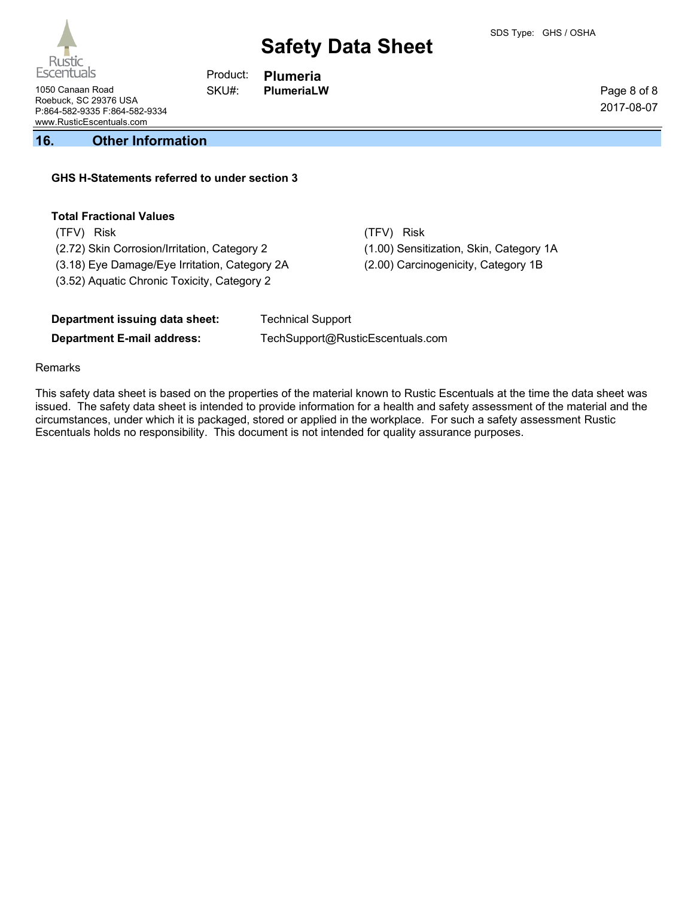## 16. Other Information

**GHS H-Statements referred to under section 3**

**Total Fractional Values**

| (TFV) Risk | (TFV) Risk |
|---|---|
| (2.72) Skin Corrosion/Irritation, Category 2 | (1.00) Sensitization, Skin, Category 1A |
| (3.18) Eye Damage/Eye Irritation, Category 2A | (2.00) Carcinogenicity, Category 1B |
| (3.52) Aquatic Chronic Toxicity, Category 2 | |

**Department issuing data sheet:** Technical Support

**Department E-mail address:** TechSupport@RusticEscentuals.com

Remarks

This safety data sheet is based on the properties of the material known to Rustic Escentuals at the time the data sheet was issued. The safety data sheet is intended to provide information for a health and safety assessment of the material and the circumstances, under which it is packaged, stored or applied in the workplace. For such a safety assessment Rustic Escentuals holds no responsibility. This document is not intended for quality assurance purposes.